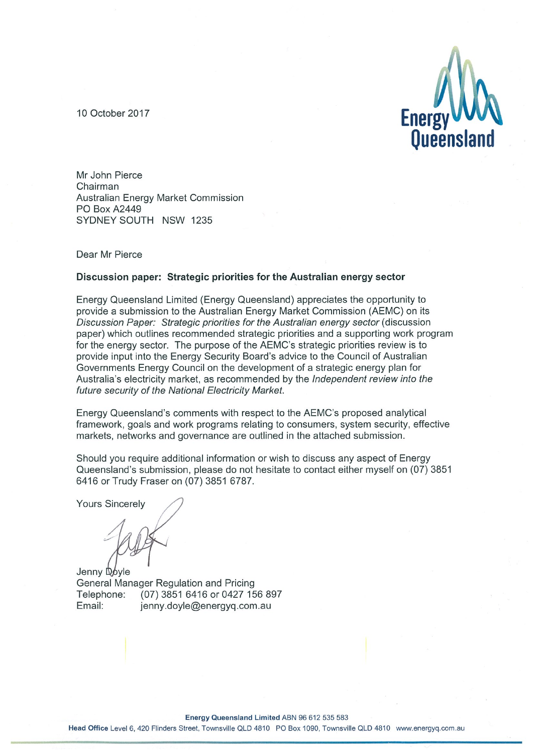10 October 2017

Mr John Pierce
Chairman
Australian Energy Market Commission
PO Box A2449
SYDNEY SOUTH NSW 1235

Dear Mr Pierce

**Discussion paper: Strategic priorities for the Australian energy sector**

Energy Queensland Limited (Energy Queensland) appreciates the opportunity to provide a submission to the Australian Energy Market Commission (AEMC) on its *Discussion Paper: Strategic priorities for the Australian energy sector* (discussion paper) which outlines recommended strategic priorities and a supporting work program for the energy sector. The purpose of the AEMC's strategic priorities review is to provide input into the Energy Security Board's advice to the Council of Australian Governments Energy Council on the development of a strategic energy plan for Australia's electricity market, as recommended by the *Independent review into the future security of the National Electricity Market*.

Energy Queensland's comments with respect to the AEMC's proposed analytical framework, goals and work programs relating to consumers, system security, effective markets, networks and governance are outlined in the attached submission.

Should you require additional information or wish to discuss any aspect of Energy Queensland's submission, please do not hesitate to contact either myself on (07) 3851 6416 or Trudy Fraser on (07) 3851 6787.

Yours Sincerely

Jenny Doyle
General Manager Regulation and Pricing
Telephone: (07) 3851 6416 or 0427 156 897
Email: jenny.doyle@energyq.com.au

**Energy Queensland Limited** ABN 96 612 535 583
**Head Office** Level 6, 420 Flinders Street, Townsville QLD 4810 PO Box 1090, Townsville QLD 4810 www.energyq.com.au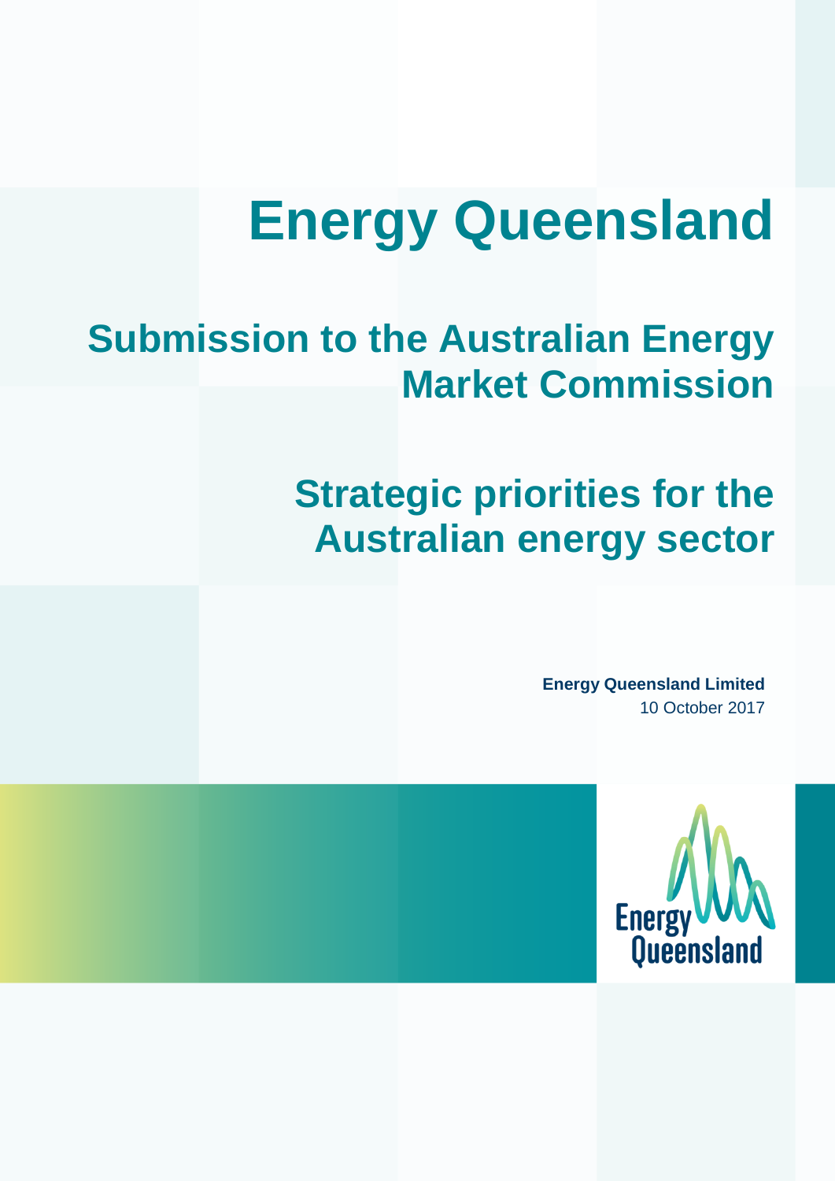# Energy Queensland

## Submission to the Australian Energy Market Commission

## Strategic priorities for the Australian energy sector

**Energy Queensland Limited**
10 October 2017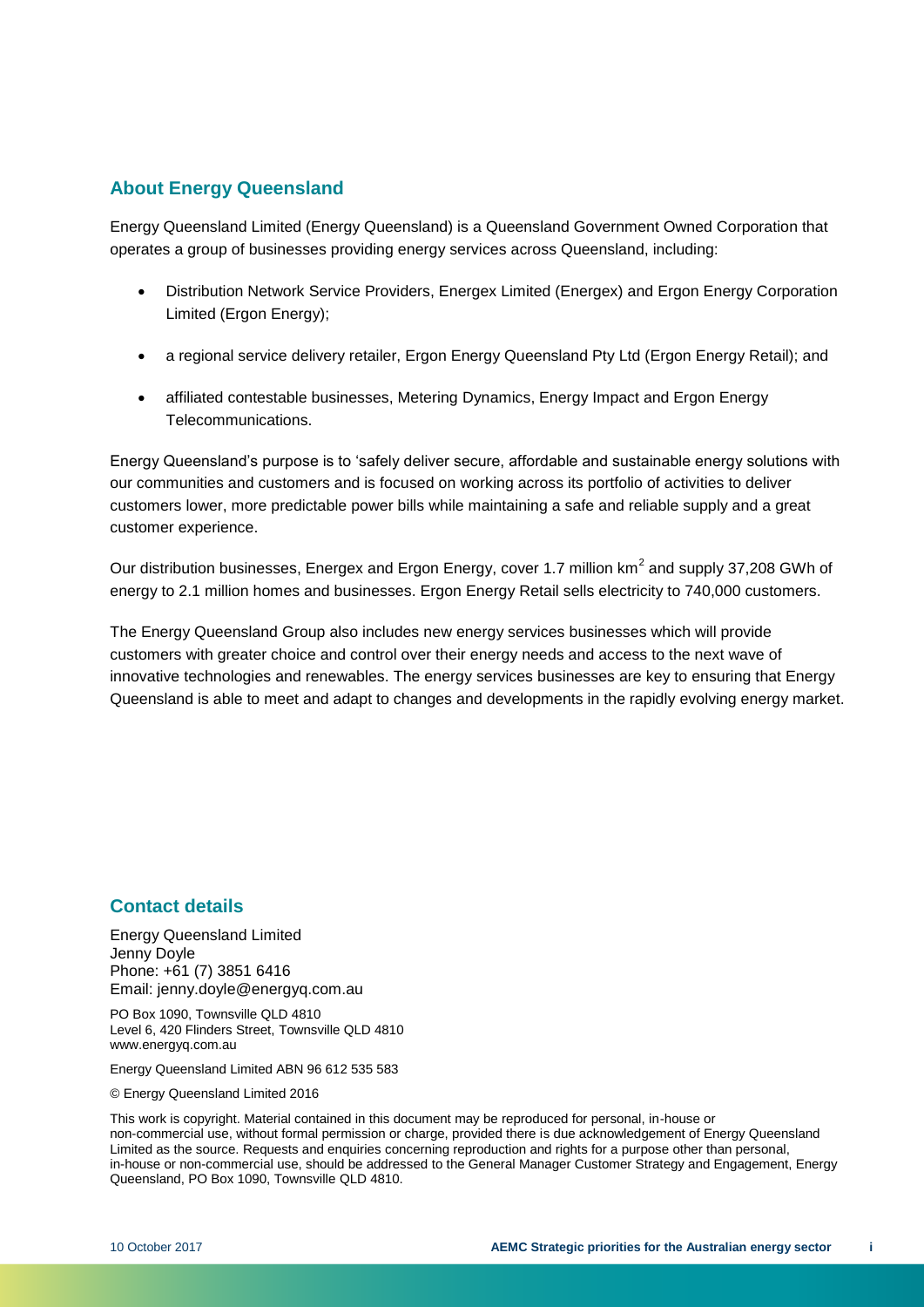## About Energy Queensland

Energy Queensland Limited (Energy Queensland) is a Queensland Government Owned Corporation that operates a group of businesses providing energy services across Queensland, including:

- Distribution Network Service Providers, Energex Limited (Energex) and Ergon Energy Corporation Limited (Ergon Energy);
- a regional service delivery retailer, Ergon Energy Queensland Pty Ltd (Ergon Energy Retail); and
- affiliated contestable businesses, Metering Dynamics, Energy Impact and Ergon Energy Telecommunications.

Energy Queensland's purpose is to 'safely deliver secure, affordable and sustainable energy solutions with our communities and customers and is focused on working across its portfolio of activities to deliver customers lower, more predictable power bills while maintaining a safe and reliable supply and a great customer experience.

Our distribution businesses, Energex and Ergon Energy, cover 1.7 million $km^2$ and supply 37,208 GWh of energy to 2.1 million homes and businesses. Ergon Energy Retail sells electricity to 740,000 customers.

The Energy Queensland Group also includes new energy services businesses which will provide customers with greater choice and control over their energy needs and access to the next wave of innovative technologies and renewables. The energy services businesses are key to ensuring that Energy Queensland is able to meet and adapt to changes and developments in the rapidly evolving energy market.

## Contact details

Energy Queensland Limited
Jenny Doyle
Phone: +61 (7) 3851 6416
Email: jenny.doyle@energyq.com.au

PO Box 1090, Townsville QLD 4810
Level 6, 420 Flinders Street, Townsville QLD 4810
www.energyq.com.au

Energy Queensland Limited ABN 96 612 535 583

© Energy Queensland Limited 2016

This work is copyright. Material contained in this document may be reproduced for personal, in-house or non-commercial use, without formal permission or charge, provided there is due acknowledgement of Energy Queensland Limited as the source. Requests and enquiries concerning reproduction and rights for a purpose other than personal, in-house or non-commercial use, should be addressed to the General Manager Customer Strategy and Engagement, Energy Queensland, PO Box 1090, Townsville QLD 4810.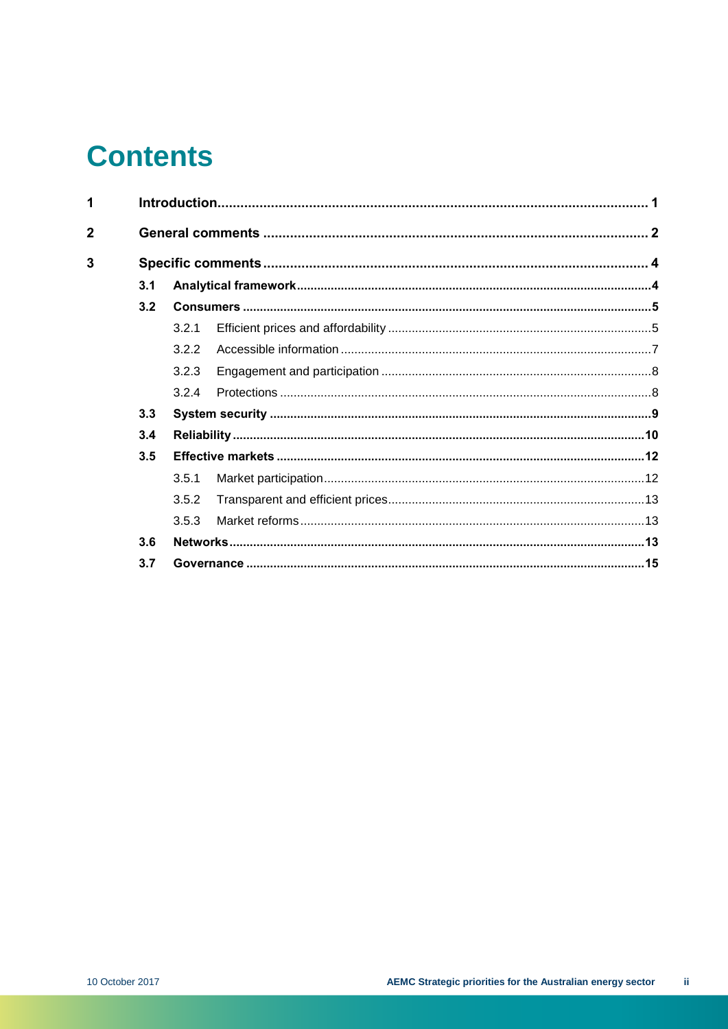# Contents

| | | | |
|---|---|---|---|
| **1** | **Introduction** | | **1** |
| **2** | **General comments** | | **2** |
| **3** | **Specific comments** | | **4** |
| | **3.1** | **Analytical framework** | **4** |
| | **3.2** | **Consumers** | **5** |
| | | 3.2.1 Efficient prices and affordability | 5 |
| | | 3.2.2 Accessible information | 7 |
| | | 3.2.3 Engagement and participation | 8 |
| | | 3.2.4 Protections | 8 |
| | **3.3** | **System security** | **9** |
| | **3.4** | **Reliability** | **10** |
| | **3.5** | **Effective markets** | **12** |
| | | 3.5.1 Market participation | 12 |
| | | 3.5.2 Transparent and efficient prices | 13 |
| | | 3.5.3 Market reforms | 13 |
| | **3.6** | **Networks** | **13** |
| | **3.7** | **Governance** | **15** |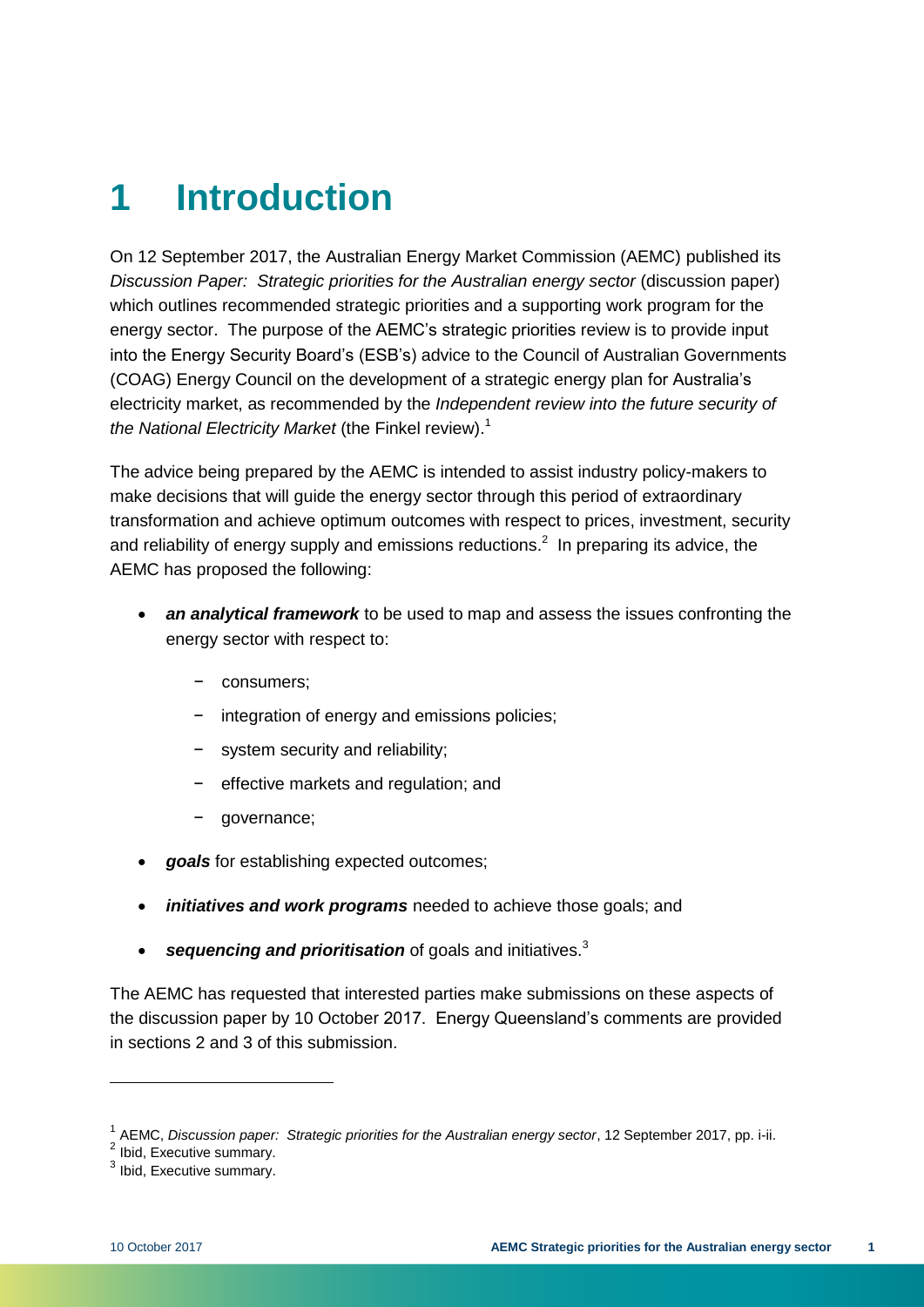# 1 Introduction

On 12 September 2017, the Australian Energy Market Commission (AEMC) published its *Discussion Paper: Strategic priorities for the Australian energy sector* (discussion paper) which outlines recommended strategic priorities and a supporting work program for the energy sector. The purpose of the AEMC's strategic priorities review is to provide input into the Energy Security Board's (ESB's) advice to the Council of Australian Governments (COAG) Energy Council on the development of a strategic energy plan for Australia's electricity market, as recommended by the *Independent review into the future security of the National Electricity Market* (the Finkel review).[1]

The advice being prepared by the AEMC is intended to assist industry policy-makers to make decisions that will guide the energy sector through this period of extraordinary transformation and achieve optimum outcomes with respect to prices, investment, security and reliability of energy supply and emissions reductions.[2] In preparing its advice, the AEMC has proposed the following:

- ***an analytical framework*** to be used to map and assess the issues confronting the energy sector with respect to:
  - consumers;
  - integration of energy and emissions policies;
  - system security and reliability;
  - effective markets and regulation; and
  - governance;
- ***goals*** for establishing expected outcomes;
- ***initiatives and work programs*** needed to achieve those goals; and
- ***sequencing and prioritisation*** of goals and initiatives.[3]

The AEMC has requested that interested parties make submissions on these aspects of the discussion paper by 10 October 2017. Energy Queensland's comments are provided in sections 2 and 3 of this submission.

---

[1] AEMC, *Discussion paper: Strategic priorities for the Australian energy sector*, 12 September 2017, pp. i-ii.

[2] Ibid, Executive summary.

[3] Ibid, Executive summary.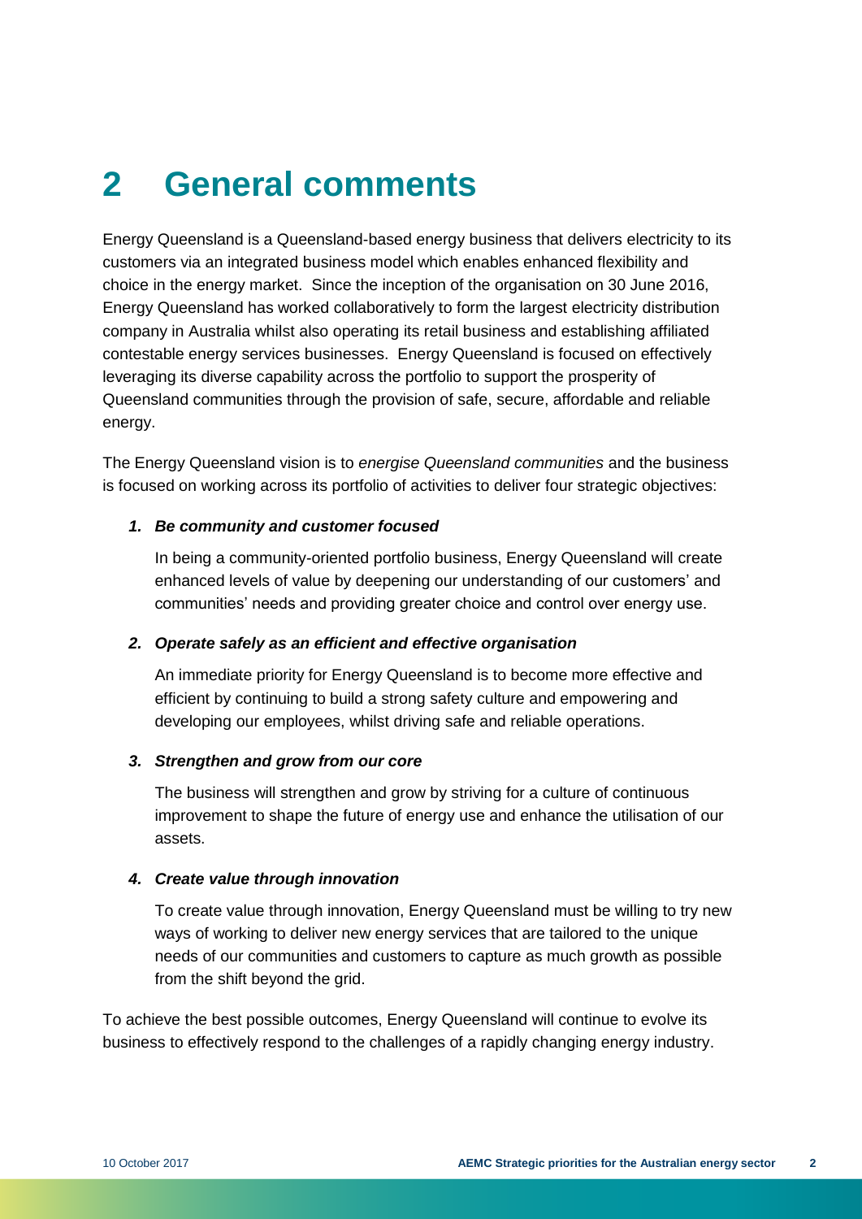# 2 General comments

Energy Queensland is a Queensland-based energy business that delivers electricity to its customers via an integrated business model which enables enhanced flexibility and choice in the energy market. Since the inception of the organisation on 30 June 2016, Energy Queensland has worked collaboratively to form the largest electricity distribution company in Australia whilst also operating its retail business and establishing affiliated contestable energy services businesses. Energy Queensland is focused on effectively leveraging its diverse capability across the portfolio to support the prosperity of Queensland communities through the provision of safe, secure, affordable and reliable energy.

The Energy Queensland vision is to *energise Queensland communities* and the business is focused on working across its portfolio of activities to deliver four strategic objectives:

1. ***Be community and customer focused***

   In being a community-oriented portfolio business, Energy Queensland will create enhanced levels of value by deepening our understanding of our customers' and communities' needs and providing greater choice and control over energy use.

2. ***Operate safely as an efficient and effective organisation***

   An immediate priority for Energy Queensland is to become more effective and efficient by continuing to build a strong safety culture and empowering and developing our employees, whilst driving safe and reliable operations.

3. ***Strengthen and grow from our core***

   The business will strengthen and grow by striving for a culture of continuous improvement to shape the future of energy use and enhance the utilisation of our assets.

4. ***Create value through innovation***

   To create value through innovation, Energy Queensland must be willing to try new ways of working to deliver new energy services that are tailored to the unique needs of our communities and customers to capture as much growth as possible from the shift beyond the grid.

To achieve the best possible outcomes, Energy Queensland will continue to evolve its business to effectively respond to the challenges of a rapidly changing energy industry.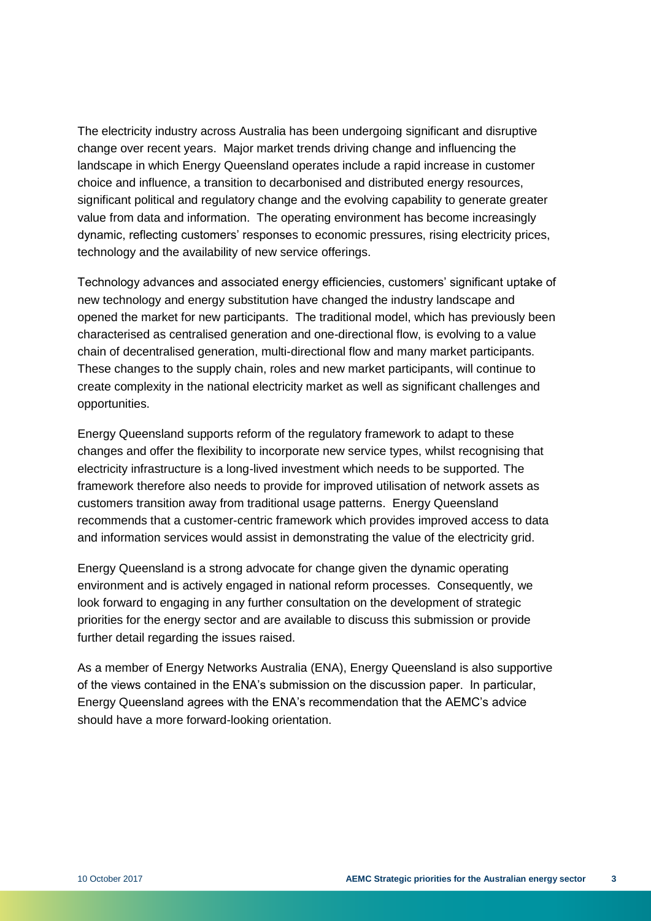The electricity industry across Australia has been undergoing significant and disruptive change over recent years. Major market trends driving change and influencing the landscape in which Energy Queensland operates include a rapid increase in customer choice and influence, a transition to decarbonised and distributed energy resources, significant political and regulatory change and the evolving capability to generate greater value from data and information. The operating environment has become increasingly dynamic, reflecting customers' responses to economic pressures, rising electricity prices, technology and the availability of new service offerings.

Technology advances and associated energy efficiencies, customers' significant uptake of new technology and energy substitution have changed the industry landscape and opened the market for new participants. The traditional model, which has previously been characterised as centralised generation and one-directional flow, is evolving to a value chain of decentralised generation, multi-directional flow and many market participants. These changes to the supply chain, roles and new market participants, will continue to create complexity in the national electricity market as well as significant challenges and opportunities.

Energy Queensland supports reform of the regulatory framework to adapt to these changes and offer the flexibility to incorporate new service types, whilst recognising that electricity infrastructure is a long-lived investment which needs to be supported. The framework therefore also needs to provide for improved utilisation of network assets as customers transition away from traditional usage patterns. Energy Queensland recommends that a customer-centric framework which provides improved access to data and information services would assist in demonstrating the value of the electricity grid.

Energy Queensland is a strong advocate for change given the dynamic operating environment and is actively engaged in national reform processes. Consequently, we look forward to engaging in any further consultation on the development of strategic priorities for the energy sector and are available to discuss this submission or provide further detail regarding the issues raised.

As a member of Energy Networks Australia (ENA), Energy Queensland is also supportive of the views contained in the ENA's submission on the discussion paper. In particular, Energy Queensland agrees with the ENA's recommendation that the AEMC's advice should have a more forward-looking orientation.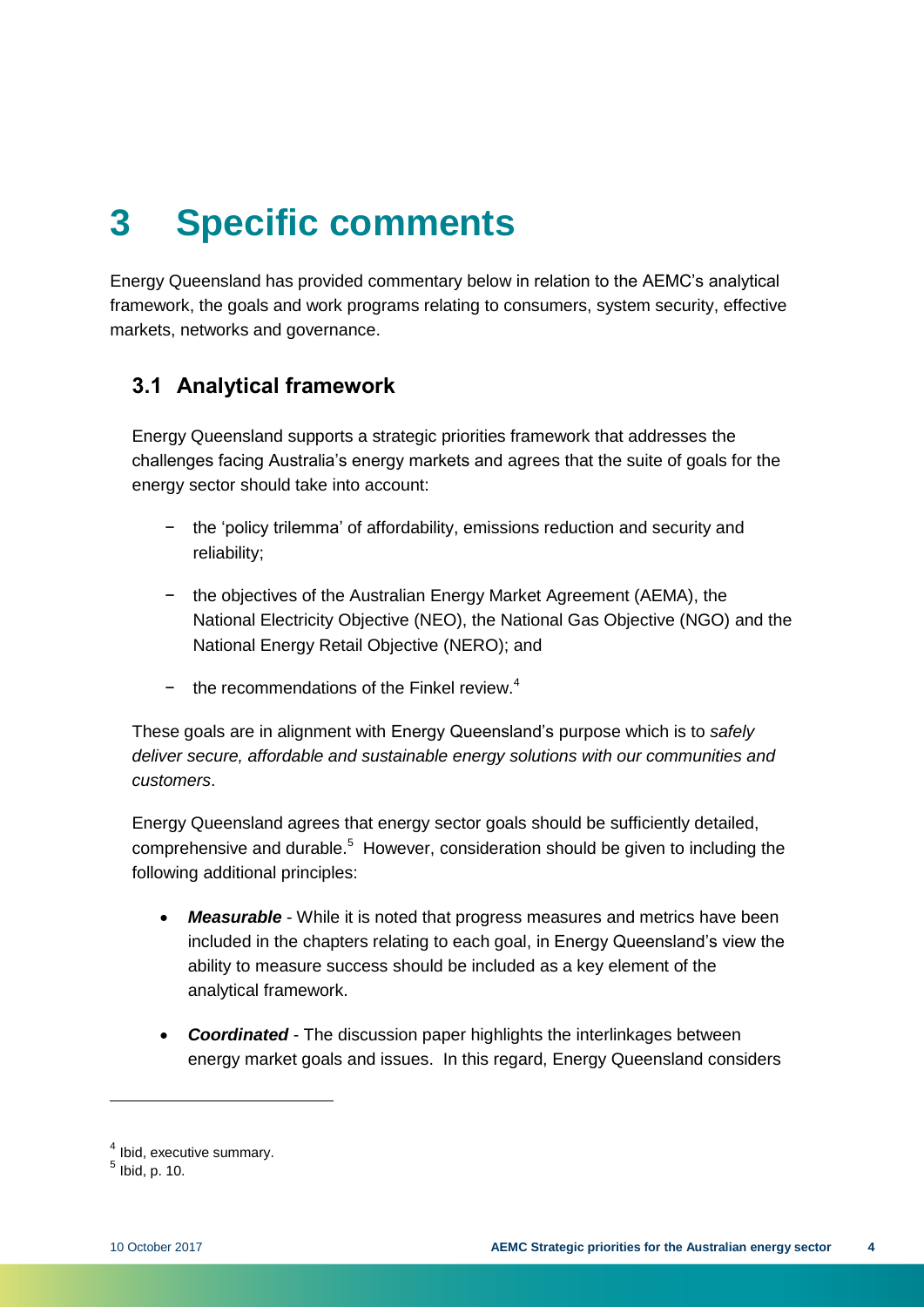# 3 Specific comments

Energy Queensland has provided commentary below in relation to the AEMC's analytical framework, the goals and work programs relating to consumers, system security, effective markets, networks and governance.

## 3.1 Analytical framework

Energy Queensland supports a strategic priorities framework that addresses the challenges facing Australia's energy markets and agrees that the suite of goals for the energy sector should take into account:

- the 'policy trilemma' of affordability, emissions reduction and security and reliability;
- the objectives of the Australian Energy Market Agreement (AEMA), the National Electricity Objective (NEO), the National Gas Objective (NGO) and the National Energy Retail Objective (NERO); and
- the recommendations of the Finkel review.[4]

These goals are in alignment with Energy Queensland's purpose which is to *safely deliver secure, affordable and sustainable energy solutions with our communities and customers*.

Energy Queensland agrees that energy sector goals should be sufficiently detailed, comprehensive and durable.[5] However, consideration should be given to including the following additional principles:

- ***Measurable*** - While it is noted that progress measures and metrics have been included in the chapters relating to each goal, in Energy Queensland's view the ability to measure success should be included as a key element of the analytical framework.
- ***Coordinated*** - The discussion paper highlights the interlinkages between energy market goals and issues. In this regard, Energy Queensland considers

[4] Ibid, executive summary.

[5] Ibid, p. 10.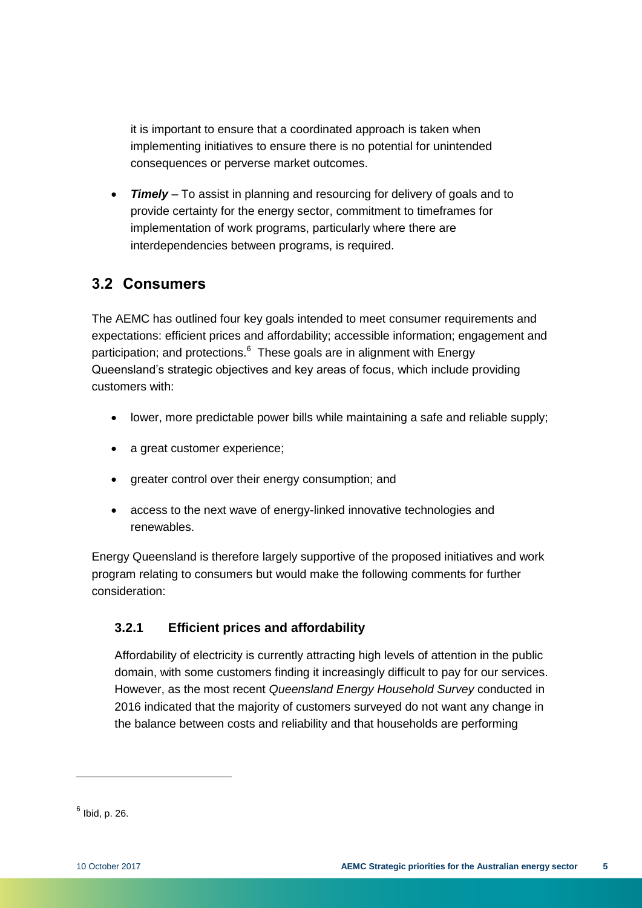it is important to ensure that a coordinated approach is taken when implementing initiatives to ensure there is no potential for unintended consequences or perverse market outcomes.

- ***Timely*** – To assist in planning and resourcing for delivery of goals and to provide certainty for the energy sector, commitment to timeframes for implementation of work programs, particularly where there are interdependencies between programs, is required.

## 3.2 Consumers

The AEMC has outlined four key goals intended to meet consumer requirements and expectations: efficient prices and affordability; accessible information; engagement and participation; and protections.[6] These goals are in alignment with Energy Queensland's strategic objectives and key areas of focus, which include providing customers with:

- lower, more predictable power bills while maintaining a safe and reliable supply;
- a great customer experience;
- greater control over their energy consumption; and
- access to the next wave of energy-linked innovative technologies and renewables.

Energy Queensland is therefore largely supportive of the proposed initiatives and work program relating to consumers but would make the following comments for further consideration:

### 3.2.1 Efficient prices and affordability

Affordability of electricity is currently attracting high levels of attention in the public domain, with some customers finding it increasingly difficult to pay for our services. However, as the most recent *Queensland Energy Household Survey* conducted in 2016 indicated that the majority of customers surveyed do not want any change in the balance between costs and reliability and that households are performing

---

[6] Ibid, p. 26.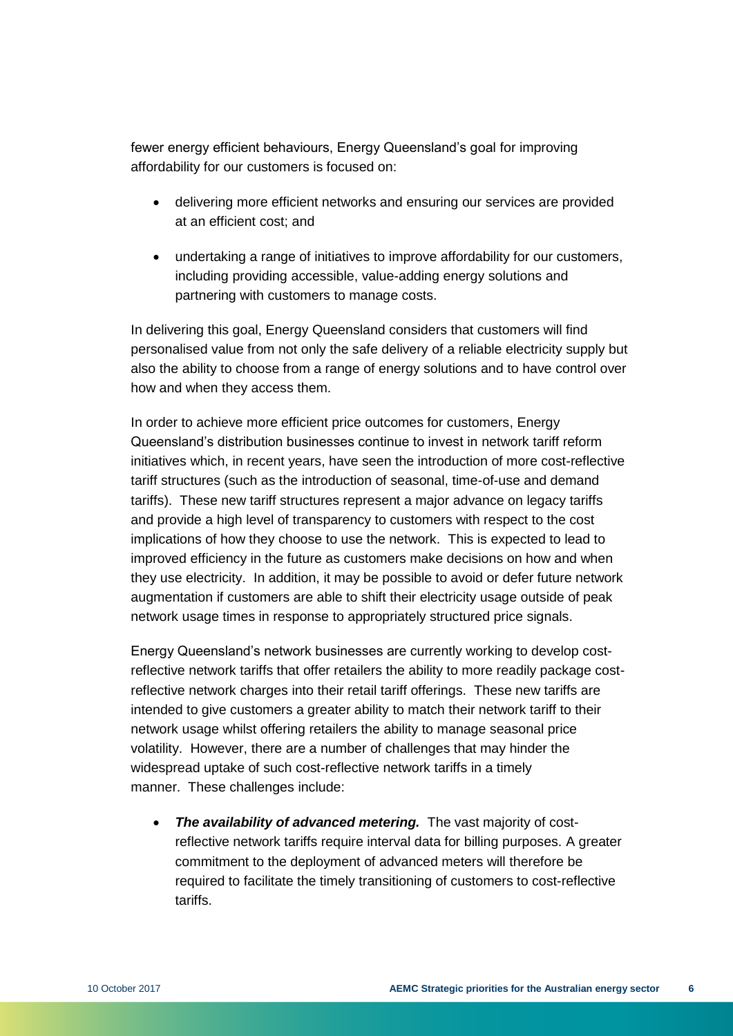fewer energy efficient behaviours, Energy Queensland's goal for improving affordability for our customers is focused on:

- delivering more efficient networks and ensuring our services are provided at an efficient cost; and
- undertaking a range of initiatives to improve affordability for our customers, including providing accessible, value-adding energy solutions and partnering with customers to manage costs.

In delivering this goal, Energy Queensland considers that customers will find personalised value from not only the safe delivery of a reliable electricity supply but also the ability to choose from a range of energy solutions and to have control over how and when they access them.

In order to achieve more efficient price outcomes for customers, Energy Queensland's distribution businesses continue to invest in network tariff reform initiatives which, in recent years, have seen the introduction of more cost-reflective tariff structures (such as the introduction of seasonal, time-of-use and demand tariffs). These new tariff structures represent a major advance on legacy tariffs and provide a high level of transparency to customers with respect to the cost implications of how they choose to use the network. This is expected to lead to improved efficiency in the future as customers make decisions on how and when they use electricity. In addition, it may be possible to avoid or defer future network augmentation if customers are able to shift their electricity usage outside of peak network usage times in response to appropriately structured price signals.

Energy Queensland's network businesses are currently working to develop cost-reflective network tariffs that offer retailers the ability to more readily package cost-reflective network charges into their retail tariff offerings. These new tariffs are intended to give customers a greater ability to match their network tariff to their network usage whilst offering retailers the ability to manage seasonal price volatility. However, there are a number of challenges that may hinder the widespread uptake of such cost-reflective network tariffs in a timely manner. These challenges include:

- ***The availability of advanced metering.*** The vast majority of cost-reflective network tariffs require interval data for billing purposes. A greater commitment to the deployment of advanced meters will therefore be required to facilitate the timely transitioning of customers to cost-reflective tariffs.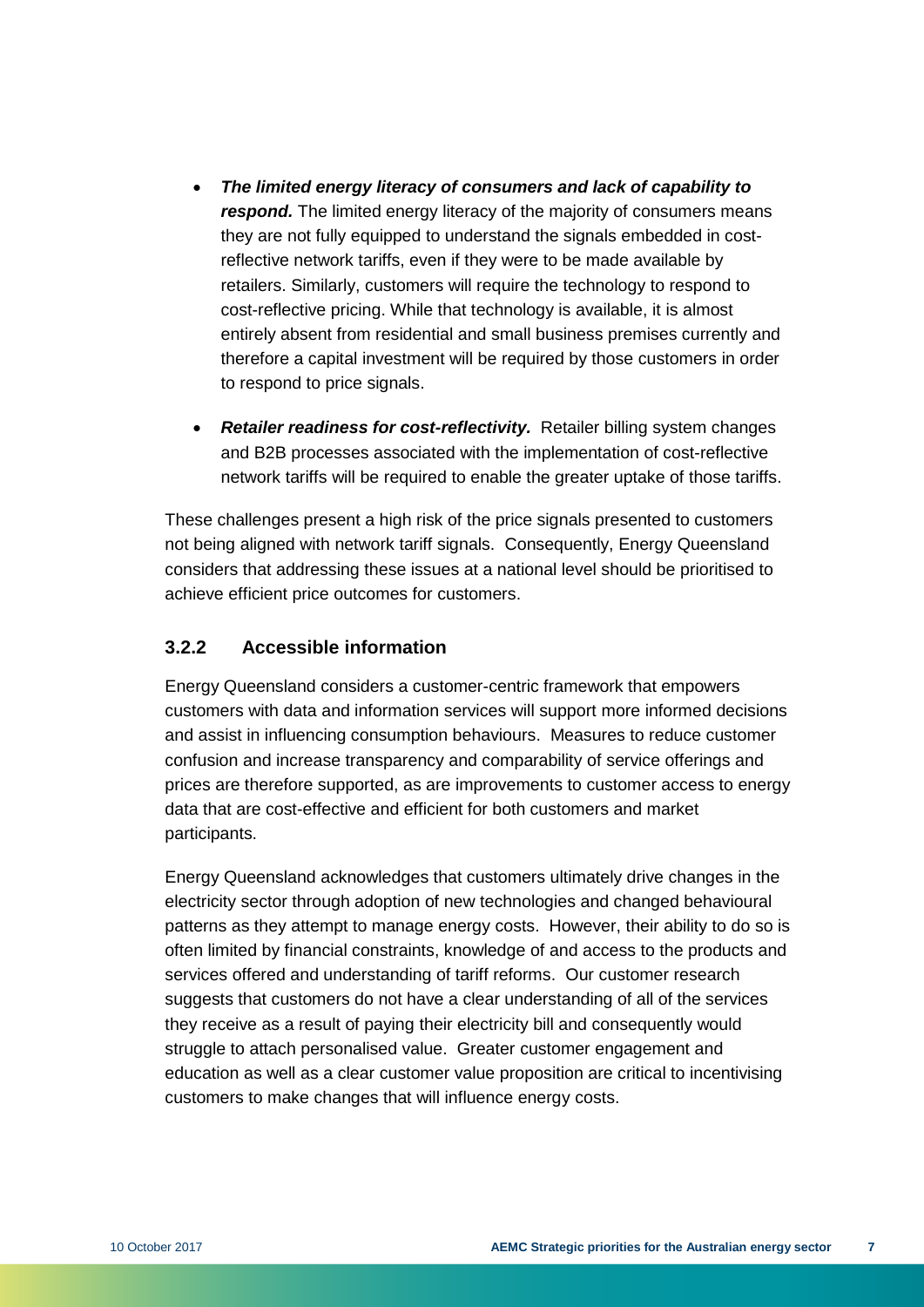- ***The limited energy literacy of consumers and lack of capability to respond.*** The limited energy literacy of the majority of consumers means they are not fully equipped to understand the signals embedded in cost-reflective network tariffs, even if they were to be made available by retailers. Similarly, customers will require the technology to respond to cost-reflective pricing. While that technology is available, it is almost entirely absent from residential and small business premises currently and therefore a capital investment will be required by those customers in order to respond to price signals.

- ***Retailer readiness for cost-reflectivity.*** Retailer billing system changes and B2B processes associated with the implementation of cost-reflective network tariffs will be required to enable the greater uptake of those tariffs.

These challenges present a high risk of the price signals presented to customers not being aligned with network tariff signals. Consequently, Energy Queensland considers that addressing these issues at a national level should be prioritised to achieve efficient price outcomes for customers.

### 3.2.2 Accessible information

Energy Queensland considers a customer-centric framework that empowers customers with data and information services will support more informed decisions and assist in influencing consumption behaviours. Measures to reduce customer confusion and increase transparency and comparability of service offerings and prices are therefore supported, as are improvements to customer access to energy data that are cost-effective and efficient for both customers and market participants.

Energy Queensland acknowledges that customers ultimately drive changes in the electricity sector through adoption of new technologies and changed behavioural patterns as they attempt to manage energy costs. However, their ability to do so is often limited by financial constraints, knowledge of and access to the products and services offered and understanding of tariff reforms. Our customer research suggests that customers do not have a clear understanding of all of the services they receive as a result of paying their electricity bill and consequently would struggle to attach personalised value. Greater customer engagement and education as well as a clear customer value proposition are critical to incentivising customers to make changes that will influence energy costs.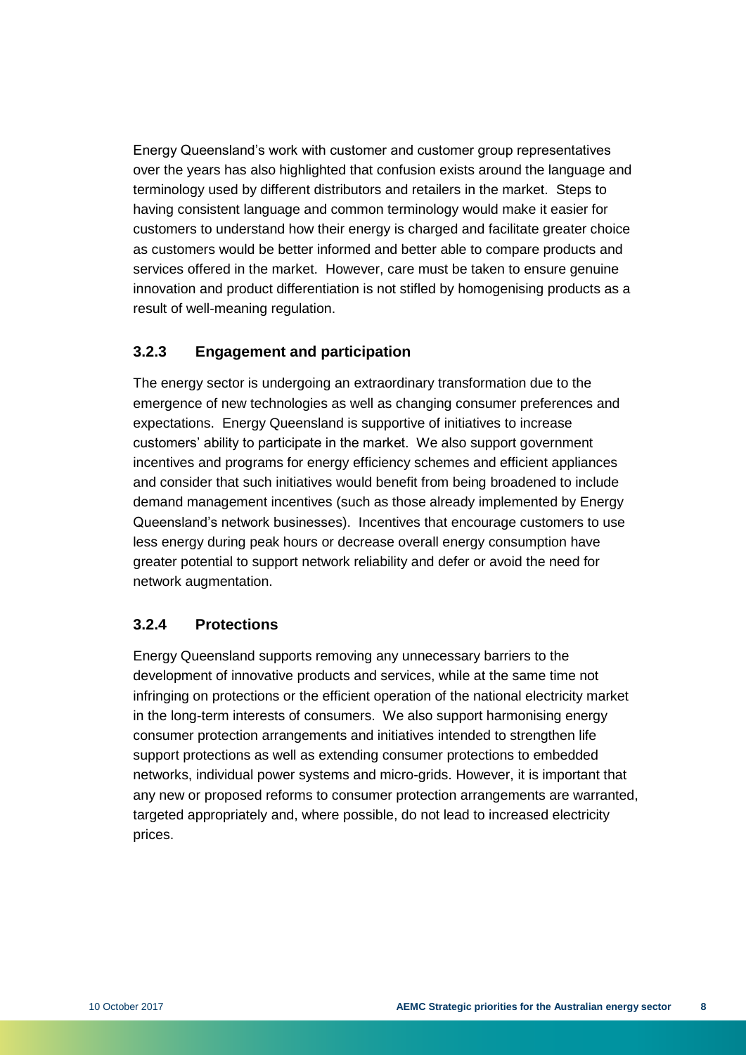Energy Queensland's work with customer and customer group representatives over the years has also highlighted that confusion exists around the language and terminology used by different distributors and retailers in the market. Steps to having consistent language and common terminology would make it easier for customers to understand how their energy is charged and facilitate greater choice as customers would be better informed and better able to compare products and services offered in the market. However, care must be taken to ensure genuine innovation and product differentiation is not stifled by homogenising products as a result of well-meaning regulation.

### 3.2.3 Engagement and participation

The energy sector is undergoing an extraordinary transformation due to the emergence of new technologies as well as changing consumer preferences and expectations. Energy Queensland is supportive of initiatives to increase customers' ability to participate in the market. We also support government incentives and programs for energy efficiency schemes and efficient appliances and consider that such initiatives would benefit from being broadened to include demand management incentives (such as those already implemented by Energy Queensland's network businesses). Incentives that encourage customers to use less energy during peak hours or decrease overall energy consumption have greater potential to support network reliability and defer or avoid the need for network augmentation.

### 3.2.4 Protections

Energy Queensland supports removing any unnecessary barriers to the development of innovative products and services, while at the same time not infringing on protections or the efficient operation of the national electricity market in the long-term interests of consumers. We also support harmonising energy consumer protection arrangements and initiatives intended to strengthen life support protections as well as extending consumer protections to embedded networks, individual power systems and micro-grids. However, it is important that any new or proposed reforms to consumer protection arrangements are warranted, targeted appropriately and, where possible, do not lead to increased electricity prices.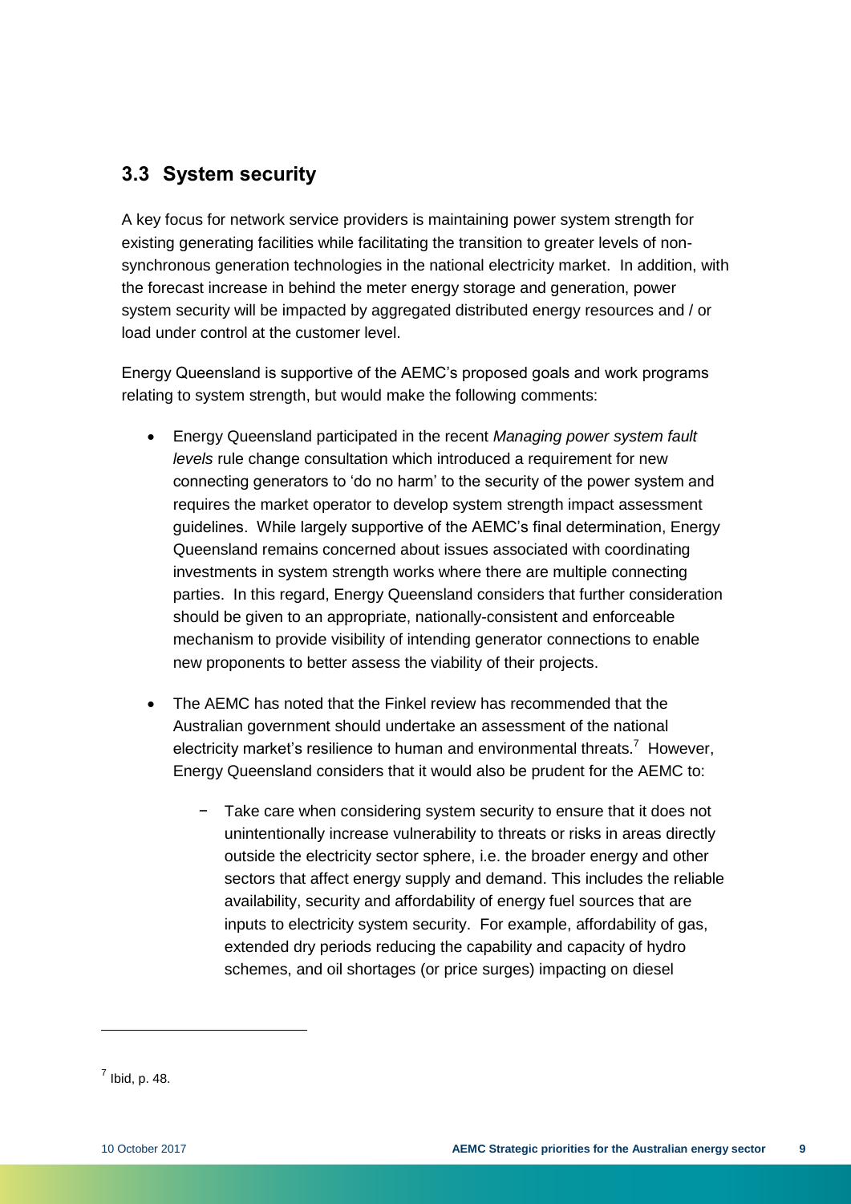## 3.3 System security

A key focus for network service providers is maintaining power system strength for existing generating facilities while facilitating the transition to greater levels of non-synchronous generation technologies in the national electricity market. In addition, with the forecast increase in behind the meter energy storage and generation, power system security will be impacted by aggregated distributed energy resources and / or load under control at the customer level.

Energy Queensland is supportive of the AEMC's proposed goals and work programs relating to system strength, but would make the following comments:

- Energy Queensland participated in the recent *Managing power system fault levels* rule change consultation which introduced a requirement for new connecting generators to 'do no harm' to the security of the power system and requires the market operator to develop system strength impact assessment guidelines. While largely supportive of the AEMC's final determination, Energy Queensland remains concerned about issues associated with coordinating investments in system strength works where there are multiple connecting parties. In this regard, Energy Queensland considers that further consideration should be given to an appropriate, nationally-consistent and enforceable mechanism to provide visibility of intending generator connections to enable new proponents to better assess the viability of their projects.
- The AEMC has noted that the Finkel review has recommended that the Australian government should undertake an assessment of the national electricity market's resilience to human and environmental threats.[7] However, Energy Queensland considers that it would also be prudent for the AEMC to:
  - Take care when considering system security to ensure that it does not unintentionally increase vulnerability to threats or risks in areas directly outside the electricity sector sphere, i.e. the broader energy and other sectors that affect energy supply and demand. This includes the reliable availability, security and affordability of energy fuel sources that are inputs to electricity system security. For example, affordability of gas, extended dry periods reducing the capability and capacity of hydro schemes, and oil shortages (or price surges) impacting on diesel

[7] Ibid, p. 48.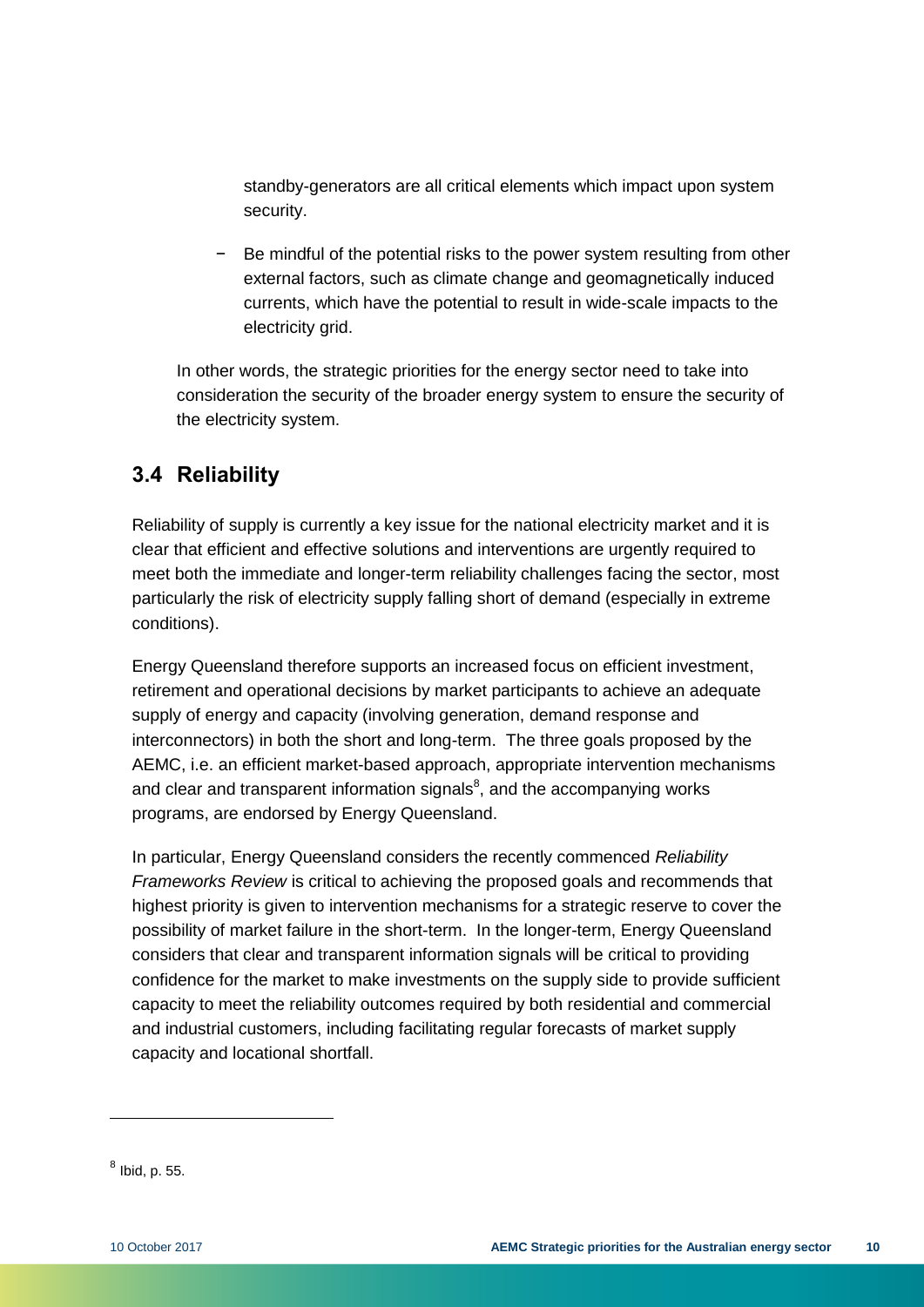standby-generators are all critical elements which impact upon system security.

- Be mindful of the potential risks to the power system resulting from other external factors, such as climate change and geomagnetically induced currents, which have the potential to result in wide-scale impacts to the electricity grid.

In other words, the strategic priorities for the energy sector need to take into consideration the security of the broader energy system to ensure the security of the electricity system.

## 3.4 Reliability

Reliability of supply is currently a key issue for the national electricity market and it is clear that efficient and effective solutions and interventions are urgently required to meet both the immediate and longer-term reliability challenges facing the sector, most particularly the risk of electricity supply falling short of demand (especially in extreme conditions).

Energy Queensland therefore supports an increased focus on efficient investment, retirement and operational decisions by market participants to achieve an adequate supply of energy and capacity (involving generation, demand response and interconnectors) in both the short and long-term. The three goals proposed by the AEMC, i.e. an efficient market-based approach, appropriate intervention mechanisms and clear and transparent information signals[8], and the accompanying works programs, are endorsed by Energy Queensland.

In particular, Energy Queensland considers the recently commenced *Reliability Frameworks Review* is critical to achieving the proposed goals and recommends that highest priority is given to intervention mechanisms for a strategic reserve to cover the possibility of market failure in the short-term. In the longer-term, Energy Queensland considers that clear and transparent information signals will be critical to providing confidence for the market to make investments on the supply side to provide sufficient capacity to meet the reliability outcomes required by both residential and commercial and industrial customers, including facilitating regular forecasts of market supply capacity and locational shortfall.

---

[8] Ibid, p. 55.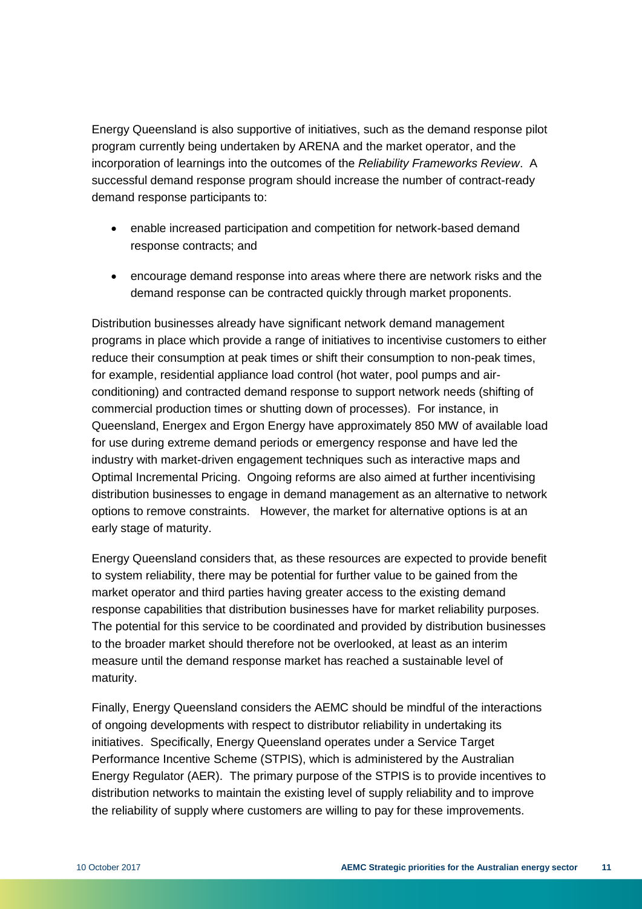Energy Queensland is also supportive of initiatives, such as the demand response pilot program currently being undertaken by ARENA and the market operator, and the incorporation of learnings into the outcomes of the *Reliability Frameworks Review*. A successful demand response program should increase the number of contract-ready demand response participants to:

- enable increased participation and competition for network-based demand response contracts; and
- encourage demand response into areas where there are network risks and the demand response can be contracted quickly through market proponents.

Distribution businesses already have significant network demand management programs in place which provide a range of initiatives to incentivise customers to either reduce their consumption at peak times or shift their consumption to non-peak times, for example, residential appliance load control (hot water, pool pumps and air-conditioning) and contracted demand response to support network needs (shifting of commercial production times or shutting down of processes). For instance, in Queensland, Energex and Ergon Energy have approximately 850 MW of available load for use during extreme demand periods or emergency response and have led the industry with market-driven engagement techniques such as interactive maps and Optimal Incremental Pricing. Ongoing reforms are also aimed at further incentivising distribution businesses to engage in demand management as an alternative to network options to remove constraints. However, the market for alternative options is at an early stage of maturity.

Energy Queensland considers that, as these resources are expected to provide benefit to system reliability, there may be potential for further value to be gained from the market operator and third parties having greater access to the existing demand response capabilities that distribution businesses have for market reliability purposes. The potential for this service to be coordinated and provided by distribution businesses to the broader market should therefore not be overlooked, at least as an interim measure until the demand response market has reached a sustainable level of maturity.

Finally, Energy Queensland considers the AEMC should be mindful of the interactions of ongoing developments with respect to distributor reliability in undertaking its initiatives. Specifically, Energy Queensland operates under a Service Target Performance Incentive Scheme (STPIS), which is administered by the Australian Energy Regulator (AER). The primary purpose of the STPIS is to provide incentives to distribution networks to maintain the existing level of supply reliability and to improve the reliability of supply where customers are willing to pay for these improvements.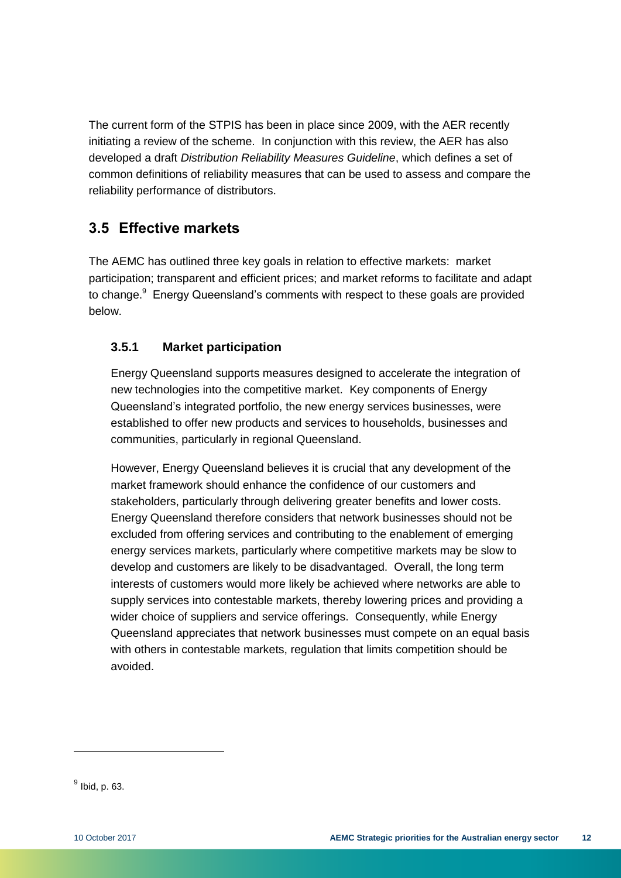The current form of the STPIS has been in place since 2009, with the AER recently initiating a review of the scheme. In conjunction with this review, the AER has also developed a draft *Distribution Reliability Measures Guideline*, which defines a set of common definitions of reliability measures that can be used to assess and compare the reliability performance of distributors.

## 3.5 Effective markets

The AEMC has outlined three key goals in relation to effective markets: market participation; transparent and efficient prices; and market reforms to facilitate and adapt to change.[9] Energy Queensland's comments with respect to these goals are provided below.

### 3.5.1 Market participation

Energy Queensland supports measures designed to accelerate the integration of new technologies into the competitive market. Key components of Energy Queensland's integrated portfolio, the new energy services businesses, were established to offer new products and services to households, businesses and communities, particularly in regional Queensland.

However, Energy Queensland believes it is crucial that any development of the market framework should enhance the confidence of our customers and stakeholders, particularly through delivering greater benefits and lower costs. Energy Queensland therefore considers that network businesses should not be excluded from offering services and contributing to the enablement of emerging energy services markets, particularly where competitive markets may be slow to develop and customers are likely to be disadvantaged. Overall, the long term interests of customers would more likely be achieved where networks are able to supply services into contestable markets, thereby lowering prices and providing a wider choice of suppliers and service offerings. Consequently, while Energy Queensland appreciates that network businesses must compete on an equal basis with others in contestable markets, regulation that limits competition should be avoided.

[9] Ibid, p. 63.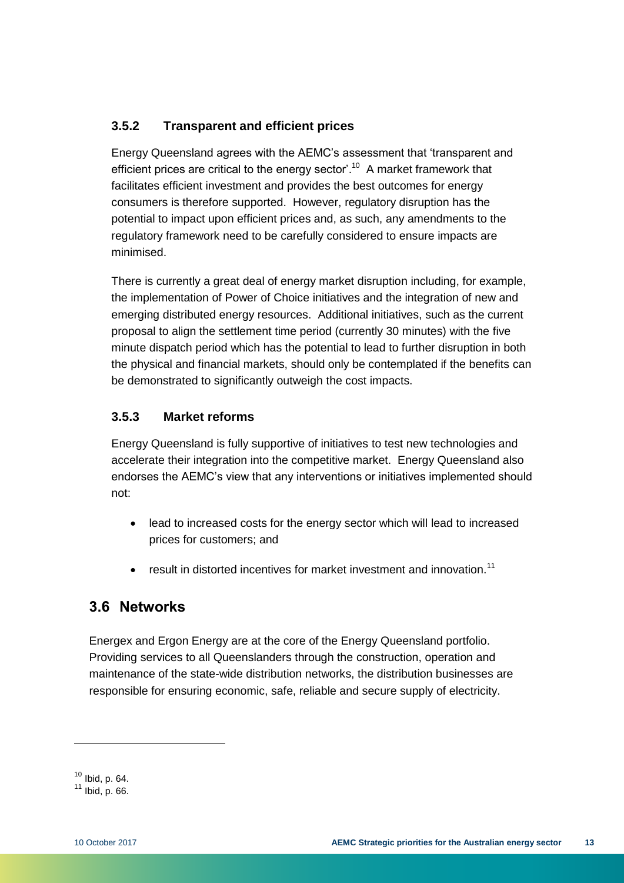### 3.5.2 Transparent and efficient prices

Energy Queensland agrees with the AEMC's assessment that 'transparent and efficient prices are critical to the energy sector'.[10] A market framework that facilitates efficient investment and provides the best outcomes for energy consumers is therefore supported. However, regulatory disruption has the potential to impact upon efficient prices and, as such, any amendments to the regulatory framework need to be carefully considered to ensure impacts are minimised.

There is currently a great deal of energy market disruption including, for example, the implementation of Power of Choice initiatives and the integration of new and emerging distributed energy resources. Additional initiatives, such as the current proposal to align the settlement time period (currently 30 minutes) with the five minute dispatch period which has the potential to lead to further disruption in both the physical and financial markets, should only be contemplated if the benefits can be demonstrated to significantly outweigh the cost impacts.

### 3.5.3 Market reforms

Energy Queensland is fully supportive of initiatives to test new technologies and accelerate their integration into the competitive market. Energy Queensland also endorses the AEMC's view that any interventions or initiatives implemented should not:

- lead to increased costs for the energy sector which will lead to increased prices for customers; and
- result in distorted incentives for market investment and innovation.[11]

## 3.6 Networks

Energex and Ergon Energy are at the core of the Energy Queensland portfolio. Providing services to all Queenslanders through the construction, operation and maintenance of the state-wide distribution networks, the distribution businesses are responsible for ensuring economic, safe, reliable and secure supply of electricity.

---

[10] Ibid, p. 64.
[11] Ibid, p. 66.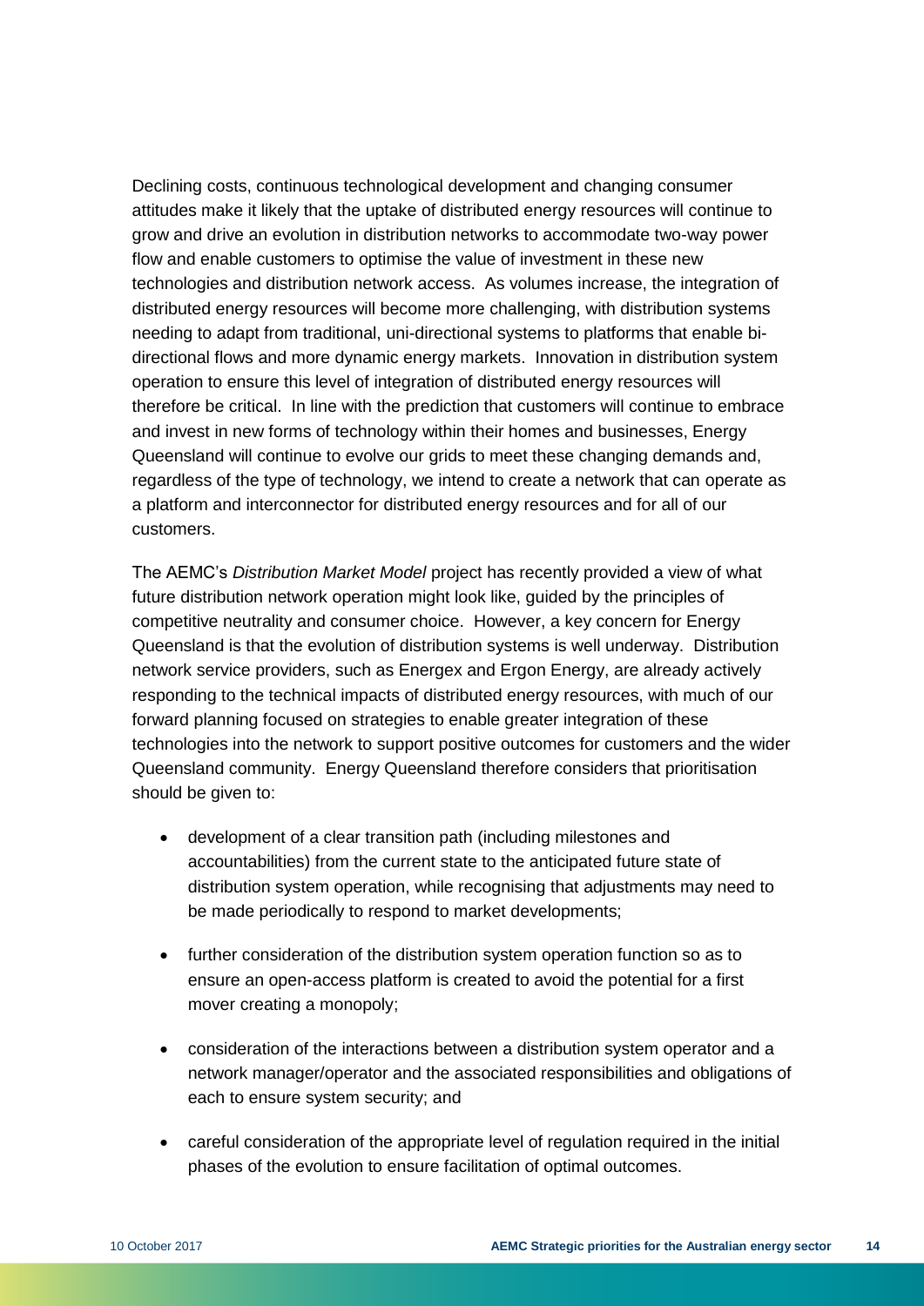Declining costs, continuous technological development and changing consumer attitudes make it likely that the uptake of distributed energy resources will continue to grow and drive an evolution in distribution networks to accommodate two-way power flow and enable customers to optimise the value of investment in these new technologies and distribution network access. As volumes increase, the integration of distributed energy resources will become more challenging, with distribution systems needing to adapt from traditional, uni-directional systems to platforms that enable bi-directional flows and more dynamic energy markets. Innovation in distribution system operation to ensure this level of integration of distributed energy resources will therefore be critical. In line with the prediction that customers will continue to embrace and invest in new forms of technology within their homes and businesses, Energy Queensland will continue to evolve our grids to meet these changing demands and, regardless of the type of technology, we intend to create a network that can operate as a platform and interconnector for distributed energy resources and for all of our customers.

The AEMC's *Distribution Market Model* project has recently provided a view of what future distribution network operation might look like, guided by the principles of competitive neutrality and consumer choice. However, a key concern for Energy Queensland is that the evolution of distribution systems is well underway. Distribution network service providers, such as Energex and Ergon Energy, are already actively responding to the technical impacts of distributed energy resources, with much of our forward planning focused on strategies to enable greater integration of these technologies into the network to support positive outcomes for customers and the wider Queensland community. Energy Queensland therefore considers that prioritisation should be given to:

- development of a clear transition path (including milestones and accountabilities) from the current state to the anticipated future state of distribution system operation, while recognising that adjustments may need to be made periodically to respond to market developments;
- further consideration of the distribution system operation function so as to ensure an open-access platform is created to avoid the potential for a first mover creating a monopoly;
- consideration of the interactions between a distribution system operator and a network manager/operator and the associated responsibilities and obligations of each to ensure system security; and
- careful consideration of the appropriate level of regulation required in the initial phases of the evolution to ensure facilitation of optimal outcomes.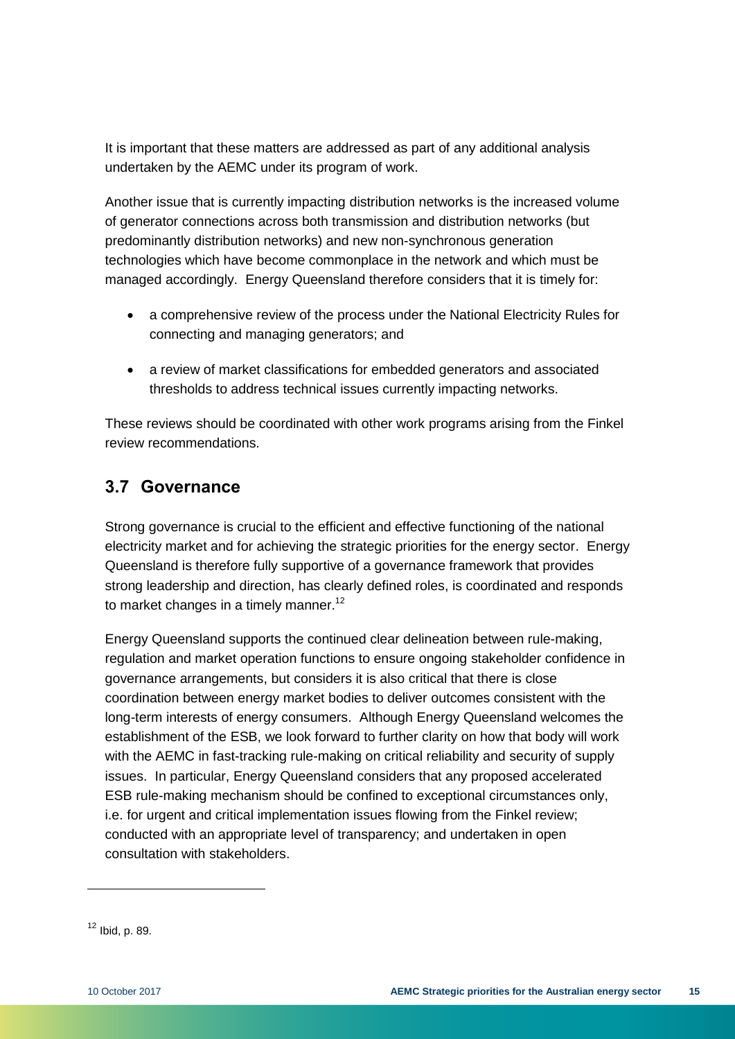It is important that these matters are addressed as part of any additional analysis undertaken by the AEMC under its program of work.

Another issue that is currently impacting distribution networks is the increased volume of generator connections across both transmission and distribution networks (but predominantly distribution networks) and new non-synchronous generation technologies which have become commonplace in the network and which must be managed accordingly. Energy Queensland therefore considers that it is timely for:

- a comprehensive review of the process under the National Electricity Rules for connecting and managing generators; and
- a review of market classifications for embedded generators and associated thresholds to address technical issues currently impacting networks.

These reviews should be coordinated with other work programs arising from the Finkel review recommendations.

## 3.7 Governance

Strong governance is crucial to the efficient and effective functioning of the national electricity market and for achieving the strategic priorities for the energy sector. Energy Queensland is therefore fully supportive of a governance framework that provides strong leadership and direction, has clearly defined roles, is coordinated and responds to market changes in a timely manner.[12]

Energy Queensland supports the continued clear delineation between rule-making, regulation and market operation functions to ensure ongoing stakeholder confidence in governance arrangements, but considers it is also critical that there is close coordination between energy market bodies to deliver outcomes consistent with the long-term interests of energy consumers. Although Energy Queensland welcomes the establishment of the ESB, we look forward to further clarity on how that body will work with the AEMC in fast-tracking rule-making on critical reliability and security of supply issues. In particular, Energy Queensland considers that any proposed accelerated ESB rule-making mechanism should be confined to exceptional circumstances only, i.e. for urgent and critical implementation issues flowing from the Finkel review; conducted with an appropriate level of transparency; and undertaken in open consultation with stakeholders.

[12] Ibid, p. 89.